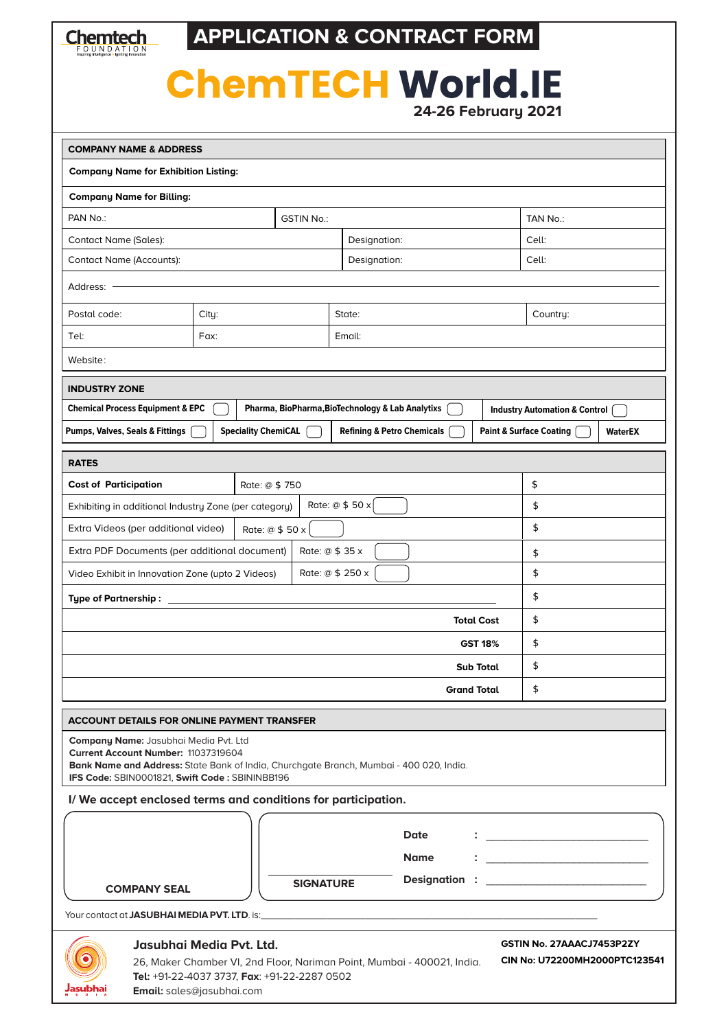Chemtech FOUNDATION

# APPLICATION & CONTRACT FORM

# ChemTECH World.IE

**24-26 February 2021**

## COMPANY NAME & ADDRESS

**Company Name for Exhibition Listing:**

**Company Name for Billing:**

| PAN No.: | GSTIN No.: | TAN No.: |
|---|---|---|

| Contact Name (Sales): | Designation: | Cell: |
|---|---|---|
| Contact Name (Accounts): | Designation: | Cell: |

Address:

| Postal code: | City: | State: | Country: |
|---|---|---|---|
| Tel: | Fax: | Email: | |

Website:

## INDUSTRY ZONE

| Chemical Process Equipment & EPC ☐ | Pharma, BioPharma,BioTechnology & Lab Analytixs ☐ | Industry Automation & Control ☐ | |
|---|---|---|---|
| Pumps, Valves, Seals & Fittings ☐ | Speciality ChemiCAL ☐ | Refining & Petro Chemicals ☐ | Paint & Surface Coating ☐ | WaterEX |

## RATES

| | | |
|---|---|---|
| **Cost of Participation** | Rate: @ $ 750 | $ |
| Exhibiting in additional Industry Zone (per category) | Rate: @ $ 50 x ☐ | $ |
| Extra Videos (per additional video) | Rate: @ $ 50 x ☐ | $ |
| Extra PDF Documents (per additional document) | Rate: @ $ 35 x ☐ | $ |
| Video Exhibit in Innovation Zone (upto 2 Videos) | Rate: @ $ 250 x ☐ | $ |
| **Type of Partnership :** ____________ | | $ |
| | **Total Cost** | $ |
| | **GST 18%** | $ |
| | **Sub Total** | $ |
| | **Grand Total** | $ |

## ACCOUNT DETAILS FOR ONLINE PAYMENT TRANSFER

**Company Name:** Jasubhai Media Pvt. Ltd
**Current Account Number:** 11037319604
**Bank Name and Address:** State Bank of India, Churchgate Branch, Mumbai - 400 020, India.
**IFS Code:** SBIN0001821, **Swift Code :** SBININBB196

**I/ We accept enclosed terms and conditions for participation.**

**COMPANY SEAL**

**SIGNATURE**

**Date** : ____________

**Name** : ____________

**Designation** : ____________

Your contact at **JASUBHAI MEDIA PVT. LTD.** is: ____________

**Jasubhai Media Pvt. Ltd.**
26, Maker Chamber VI, 2nd Floor, Nariman Point, Mumbai - 400021, India.
**Tel:** +91-22-4037 3737, **Fax**: +91-22-2287 0502
**Email:** sales@jasubhai.com

**GSTIN No. 27AAACJ7453P2ZY**
**CIN No: U72200MH2000PTC123541**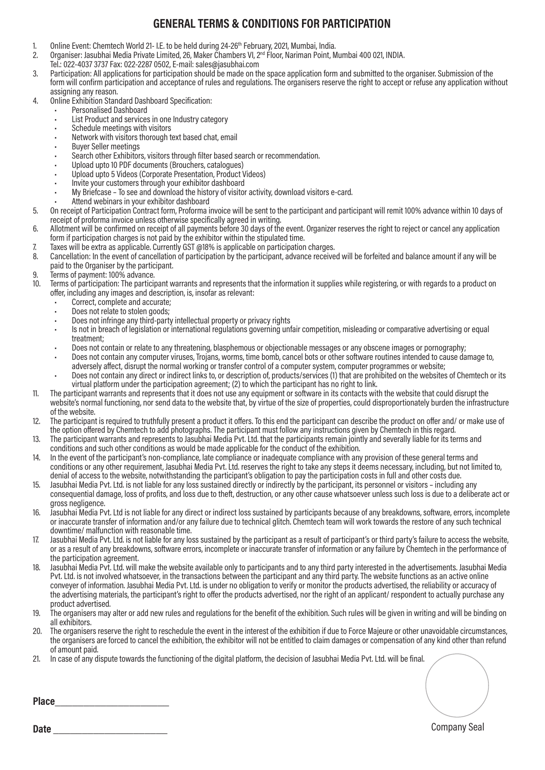# GENERAL TERMS & CONDITIONS FOR PARTICIPATION

1. Online Event: Chemtech World 21- I.E. to be held during 24-26th February, 2021, Mumbai, India.
2. Organiser: Jasubhai Media Private Limited, 26, Maker Chambers VI, 2nd Floor, Nariman Point, Mumbai 400 021, INDIA. Tel.: 022-4037 3737 Fax: 022-2287 0502, E-mail: sales@jasubhai.com
3. Participation: All applications for participation should be made on the space application form and submitted to the organiser. Submission of the form will confirm participation and acceptance of rules and regulations. The organisers reserve the right to accept or refuse any application without assigning any reason.
4. Online Exhibition Standard Dashboard Specification:
   - Personalised Dashboard
   - List Product and services in one Industry category
   - Schedule meetings with visitors
   - Network with visitors thorough text based chat, email
   - Buyer Seller meetings
   - Search other Exhibitors, visitors through filter based search or recommendation.
   - Upload upto 10 PDF documents (Brouchers, catalogues)
   - Upload upto 5 Videos (Corporate Presentation, Product Videos)
   - Invite your customers through your exhibitor dashboard
   - My Briefcase – To see and download the history of visitor activity, download visitors e-card.
   - Attend webinars in your exhibitor dashboard
5. On receipt of Participation Contract form, Proforma invoice will be sent to the participant and participant will remit 100% advance within 10 days of receipt of proforma invoice unless otherwise specifically agreed in writing.
6. Allotment will be confirmed on receipt of all payments before 30 days of the event. Organizer reserves the right to reject or cancel any application form if participation charges is not paid by the exhibitor within the stipulated time.
7. Taxes will be extra as applicable. Currently GST @18% is applicable on participation charges.
8. Cancellation: In the event of cancellation of participation by the participant, advance received will be forfeited and balance amount if any will be paid to the Organiser by the participant.
9. Terms of payment: 100% advance.
10. Terms of participation: The participant warrants and represents that the information it supplies while registering, or with regards to a product on offer, including any images and description, is, insofar as relevant:
    - Correct, complete and accurate;
    - Does not relate to stolen goods;
    - Does not infringe any third-party intellectual property or privacy rights
    - Is not in breach of legislation or international regulations governing unfair competition, misleading or comparative advertising or equal treatment;
    - Does not contain or relate to any threatening, blasphemous or objectionable messages or any obscene images or pornography;
    - Does not contain any computer viruses, Trojans, worms, time bomb, cancel bots or other software routines intended to cause damage to, adversely affect, disrupt the normal working or transfer control of a computer system, computer programmes or website;
    - Does not contain any direct or indirect links to, or description of, products/services (1) that are prohibited on the websites of Chemtech or its virtual platform under the participation agreement; (2) to which the participant has no right to link.
11. The participant warrants and represents that it does not use any equipment or software in its contacts with the website that could disrupt the website's normal functioning, nor send data to the website that, by virtue of the size of properties, could disproportionately burden the infrastructure of the website.
12. The participant is required to truthfully present a product it offers. To this end the participant can describe the product on offer and/ or make use of the option offered by Chemtech to add photographs. The participant must follow any instructions given by Chemtech in this regard.
13. The participant warrants and represents to Jasubhai Media Pvt. Ltd. that the participants remain jointly and severally liable for its terms and conditions and such other conditions as would be made applicable for the conduct of the exhibition.
14. In the event of the participant's non-compliance, late compliance or inadequate compliance with any provision of these general terms and conditions or any other requirement, Jasubhai Media Pvt. Ltd. reserves the right to take any steps it deems necessary, including, but not limited to, denial of access to the website, notwithstanding the participant's obligation to pay the participation costs in full and other costs due.
15. Jasubhai Media Pvt. Ltd. is not liable for any loss sustained directly or indirectly by the participant, its personnel or visitors – including any consequential damage, loss of profits, and loss due to theft, destruction, or any other cause whatsoever unless such loss is due to a deliberate act or gross negligence.
16. Jasubhai Media Pvt. Ltd is not liable for any direct or indirect loss sustained by participants because of any breakdowns, software, errors, incomplete or inaccurate transfer of information and/or any failure due to technical glitch. Chemtech team will work towards the restore of any such technical downtime/ malfunction with reasonable time.
17. Jasubhai Media Pvt. Ltd. is not liable for any loss sustained by the participant as a result of participant's or third party's failure to access the website, or as a result of any breakdowns, software errors, incomplete or inaccurate transfer of information or any failure by Chemtech in the performance of the participation agreement.
18. Jasubhai Media Pvt. Ltd. will make the website available only to participants and to any third party interested in the advertisements. Jasubhai Media Pvt. Ltd. is not involved whatsoever, in the transactions between the participant and any third party. The website functions as an active online conveyer of information. Jasubhai Media Pvt. Ltd. is under no obligation to verify or monitor the products advertised, the reliability or accuracy of the advertising materials, the participant's right to offer the products advertised, nor the right of an applicant/ respondent to actually purchase any product advertised.
19. The organisers may alter or add new rules and regulations for the benefit of the exhibition. Such rules will be given in writing and will be binding on all exhibitors.
20. The organisers reserve the right to reschedule the event in the interest of the exhibition if due to Force Majeure or other unavoidable circumstances, the organisers are forced to cancel the exhibition, the exhibitor will not be entitled to claim damages or compensation of any kind other than refund of amount paid.
21. In case of any dispute towards the functioning of the digital platform, the decision of Jasubhai Media Pvt. Ltd. will be final.

**Place** ____________________

**Date** ____________________

Company Seal